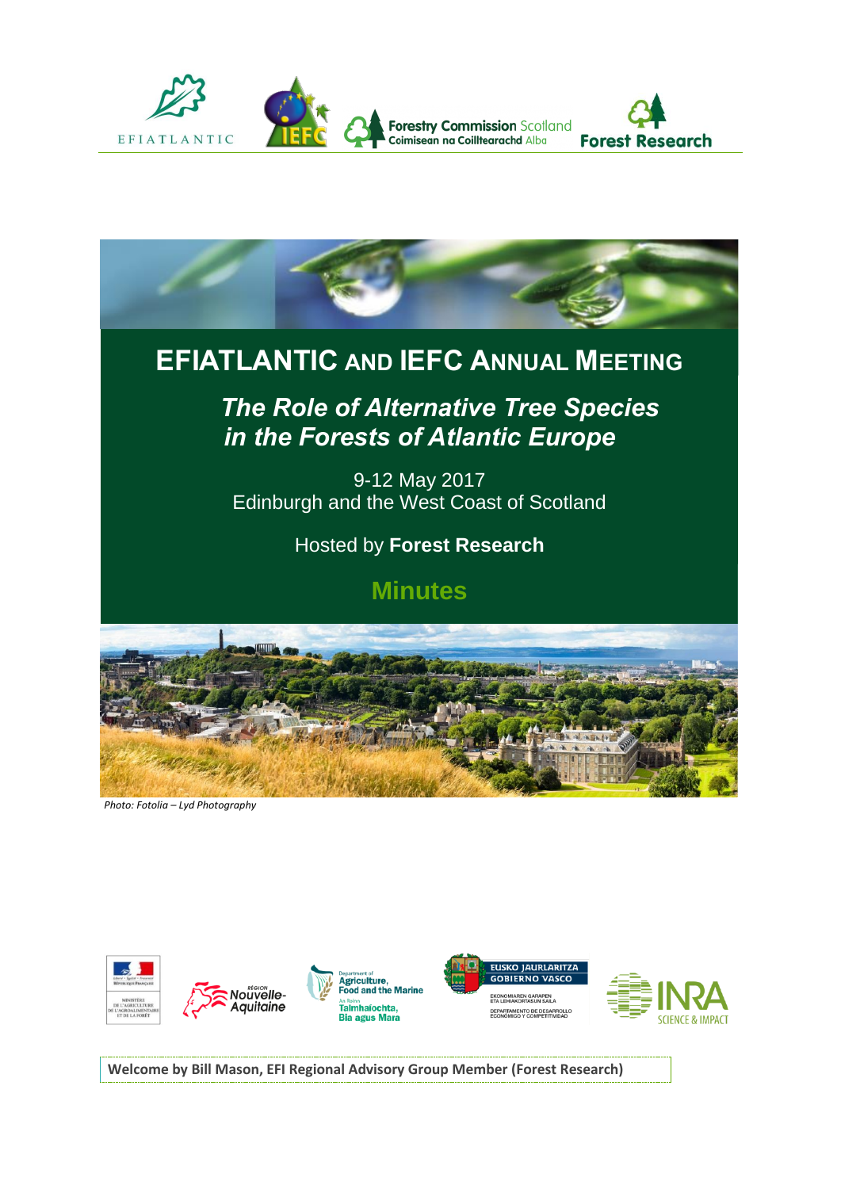# EFIATLANTIC AND IEFC ANNUAL MEETING

## *The Role of Alternative Tree Species in the Forests of Atlantic Europe*

9-12 May 2017
Edinburgh and the West Coast of Scotland

Hosted by **Forest Research**

## Minutes

*Photo: Fotolia – Lyd Photography*

**Welcome by Bill Mason, EFI Regional Advisory Group Member (Forest Research)**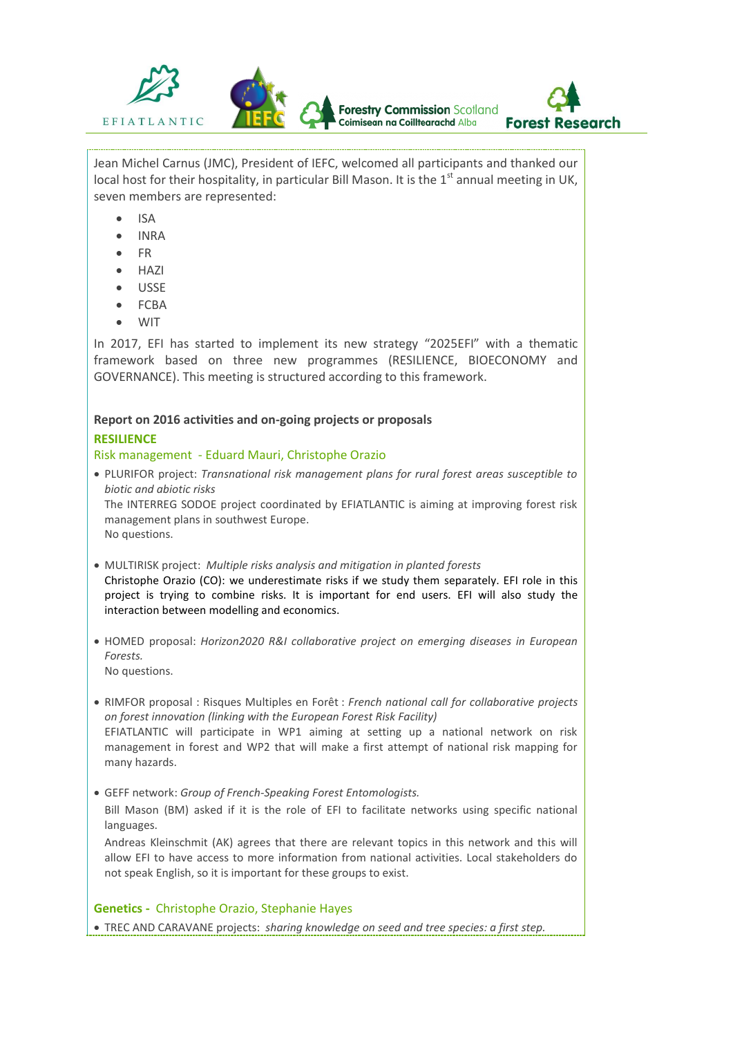Jean Michel Carnus (JMC), President of IEFC, welcomed all participants and thanked our local host for their hospitality, in particular Bill Mason. It is the 1st annual meeting in UK, seven members are represented:

- ISA
- INRA
- FR
- HAZI
- USSE
- FCBA
- WIT

In 2017, EFI has started to implement its new strategy “2025EFI” with a thematic framework based on three new programmes (RESILIENCE, BIOECONOMY and GOVERNANCE). This meeting is structured according to this framework.

**Report on 2016 activities and on-going projects or proposals**

## RESILIENCE

### Risk management - Eduard Mauri, Christophe Orazio

- PLURIFOR project: *Transnational risk management plans for rural forest areas susceptible to biotic and abiotic risks*
  The INTERREG SODOE project coordinated by EFIATLANTIC is aiming at improving forest risk management plans in southwest Europe.
  No questions.

- MULTIRISK project: *Multiple risks analysis and mitigation in planted forests*
  Christophe Orazio (CO): we underestimate risks if we study them separately. EFI role in this project is trying to combine risks. It is important for end users. EFI will also study the interaction between modelling and economics.

- HOMED proposal: *Horizon2020 R&I collaborative project on emerging diseases in European Forests.*
  No questions.

- RIMFOR proposal : Risques Multiples en Forêt : *French national call for collaborative projects on forest innovation (linking with the European Forest Risk Facility)*
  EFIATLANTIC will participate in WP1 aiming at setting up a national network on risk management in forest and WP2 that will make a first attempt of national risk mapping for many hazards.

- GEFF network: *Group of French-Speaking Forest Entomologists.*
  Bill Mason (BM) asked if it is the role of EFI to facilitate networks using specific national languages.
  Andreas Kleinschmit (AK) agrees that there are relevant topics in this network and this will allow EFI to have access to more information from national activities. Local stakeholders do not speak English, so it is important for these groups to exist.

### Genetics - Christophe Orazio, Stephanie Hayes

- TREC AND CARAVANE projects: *sharing knowledge on seed and tree species: a first step.*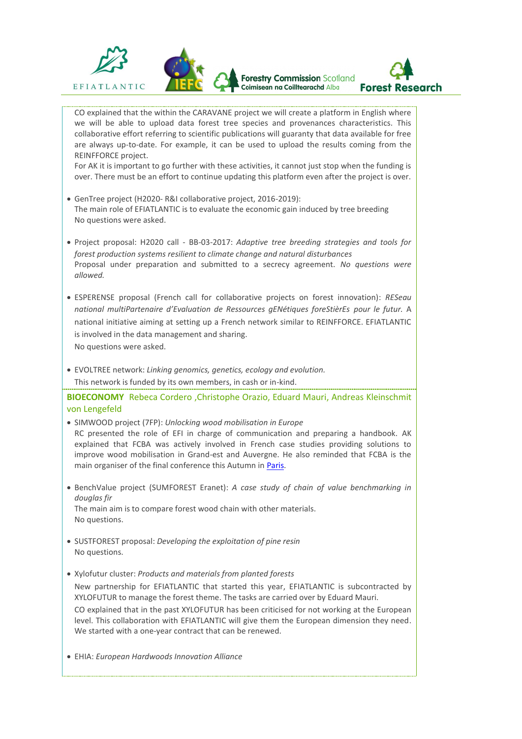CO explained that the within the CARAVANE project we will create a platform in English where we will be able to upload data forest tree species and provenances characteristics. This collaborative effort referring to scientific publications will guaranty that data available for free are always up-to-date. For example, it can be used to upload the results coming from the REINFFORCE project.

For AK it is important to go further with these activities, it cannot just stop when the funding is over. There must be an effort to continue updating this platform even after the project is over.

- GenTree project (H2020- R&I collaborative project, 2016-2019):
  The main role of EFIATLANTIC is to evaluate the economic gain induced by tree breeding
  No questions were asked.

- Project proposal: H2020 call - BB-03-2017: *Adaptive tree breeding strategies and tools for forest production systems resilient to climate change and natural disturbances*
  Proposal under preparation and submitted to a secrecy agreement. *No questions were allowed.*

- ESPERENSE proposal (French call for collaborative projects on forest innovation): *RESeau national multiPartenaire d'Evaluation de Ressources gENétiques foreStièrEs pour le futur.* A national initiative aiming at setting up a French network similar to REINFFORCE. EFIATLANTIC is involved in the data management and sharing.
  No questions were asked.

- EVOLTREE network: *Linking genomics, genetics, ecology and evolution.*
  This network is funded by its own members, in cash or in-kind.

**BIOECONOMY** Rebeca Cordero ,Christophe Orazio, Eduard Mauri, Andreas Kleinschmit von Lengefeld

- SIMWOOD project (7FP): *Unlocking wood mobilisation in Europe*
  RC presented the role of EFI in charge of communication and preparing a handbook. AK explained that FCBA was actively involved in French case studies providing solutions to improve wood mobilisation in Grand-est and Auvergne. He also reminded that FCBA is the main organiser of the final conference this Autumn in Paris.

- BenchValue project (SUMFOREST Eranet): *A case study of chain of value benchmarking in douglas fir*
  The main aim is to compare forest wood chain with other materials.
  No questions.

- SUSTFOREST proposal: *Developing the exploitation of pine resin*
  No questions.

- Xylofutur cluster: *Products and materials from planted forests*
  New partnership for EFIATLANTIC that started this year, EFIATLANTIC is subcontracted by XYLOFUTUR to manage the forest theme. The tasks are carried over by Eduard Mauri.
  CO explained that in the past XYLOFUTUR has been criticised for not working at the European level. This collaboration with EFIATLANTIC will give them the European dimension they need. We started with a one-year contract that can be renewed.

- EHIA: *European Hardwoods Innovation Alliance*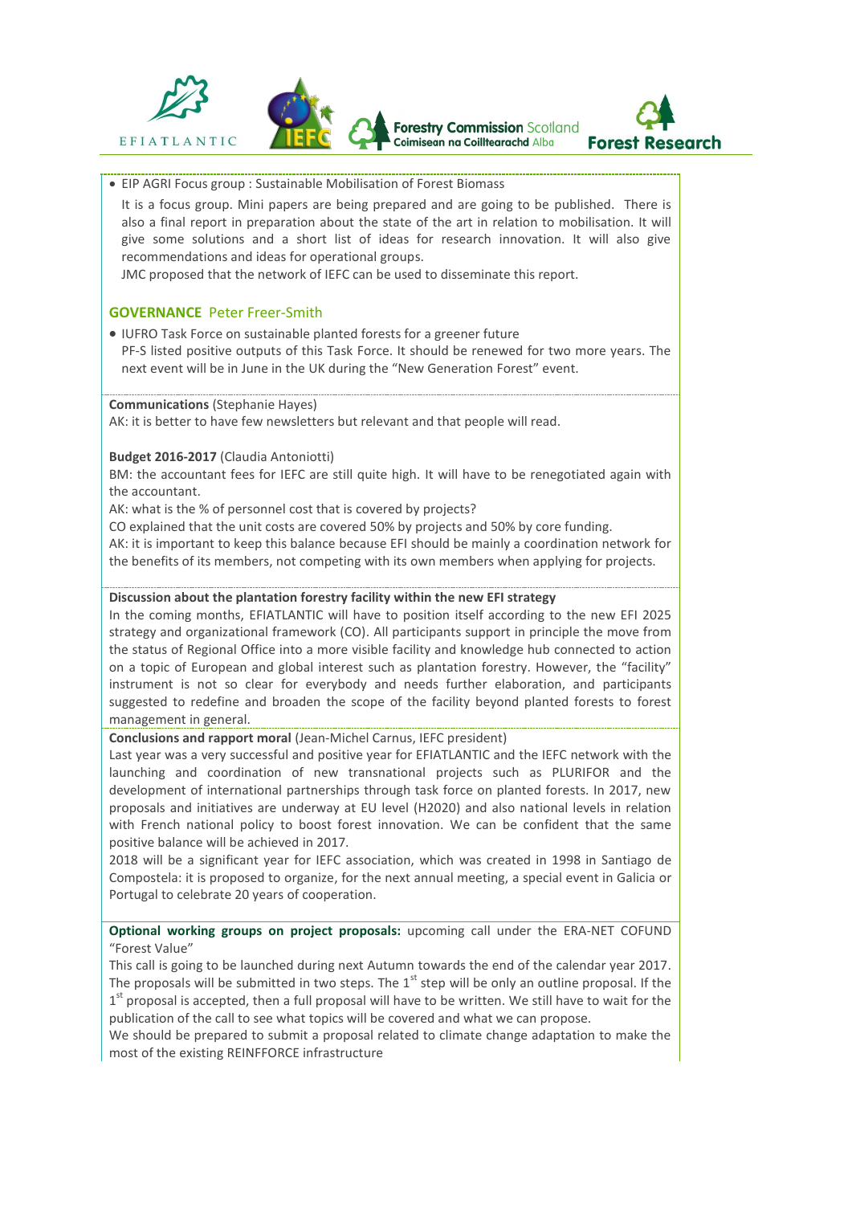- EIP AGRI Focus group : Sustainable Mobilisation of Forest Biomass

  It is a focus group. Mini papers are being prepared and are going to be published. There is also a final report in preparation about the state of the art in relation to mobilisation. It will give some solutions and a short list of ideas for research innovation. It will also give recommendations and ideas for operational groups.

  JMC proposed that the network of IEFC can be used to disseminate this report.

## GOVERNANCE Peter Freer-Smith

- IUFRO Task Force on sustainable planted forests for a greener future

  PF-S listed positive outputs of this Task Force. It should be renewed for two more years. The next event will be in June in the UK during the “New Generation Forest” event.

**Communications** (Stephanie Hayes)

AK: it is better to have few newsletters but relevant and that people will read.

**Budget 2016-2017** (Claudia Antoniotti)

BM: the accountant fees for IEFC are still quite high. It will have to be renegotiated again with the accountant.

AK: what is the % of personnel cost that is covered by projects?

CO explained that the unit costs are covered 50% by projects and 50% by core funding.

AK: it is important to keep this balance because EFI should be mainly a coordination network for the benefits of its members, not competing with its own members when applying for projects.

**Discussion about the plantation forestry facility within the new EFI strategy**

In the coming months, EFIATLANTIC will have to position itself according to the new EFI 2025 strategy and organizational framework (CO). All participants support in principle the move from the status of Regional Office into a more visible facility and knowledge hub connected to action on a topic of European and global interest such as plantation forestry. However, the “facility” instrument is not so clear for everybody and needs further elaboration, and participants suggested to redefine and broaden the scope of the facility beyond planted forests to forest management in general.

**Conclusions and rapport moral** (Jean-Michel Carnus, IEFC president)

Last year was a very successful and positive year for EFIATLANTIC and the IEFC network with the launching and coordination of new transnational projects such as PLURIFOR and the development of international partnerships through task force on planted forests. In 2017, new proposals and initiatives are underway at EU level (H2020) and also national levels in relation with French national policy to boost forest innovation. We can be confident that the same positive balance will be achieved in 2017.

2018 will be a significant year for IEFC association, which was created in 1998 in Santiago de Compostela: it is proposed to organize, for the next annual meeting, a special event in Galicia or Portugal to celebrate 20 years of cooperation.

**Optional working groups on project proposals:** upcoming call under the ERA-NET COFUND “Forest Value”

This call is going to be launched during next Autumn towards the end of the calendar year 2017. The proposals will be submitted in two steps. The 1st step will be only an outline proposal. If the 1st proposal is accepted, then a full proposal will have to be written. We still have to wait for the publication of the call to see what topics will be covered and what we can propose.

We should be prepared to submit a proposal related to climate change adaptation to make the most of the existing REINFFORCE infrastructure